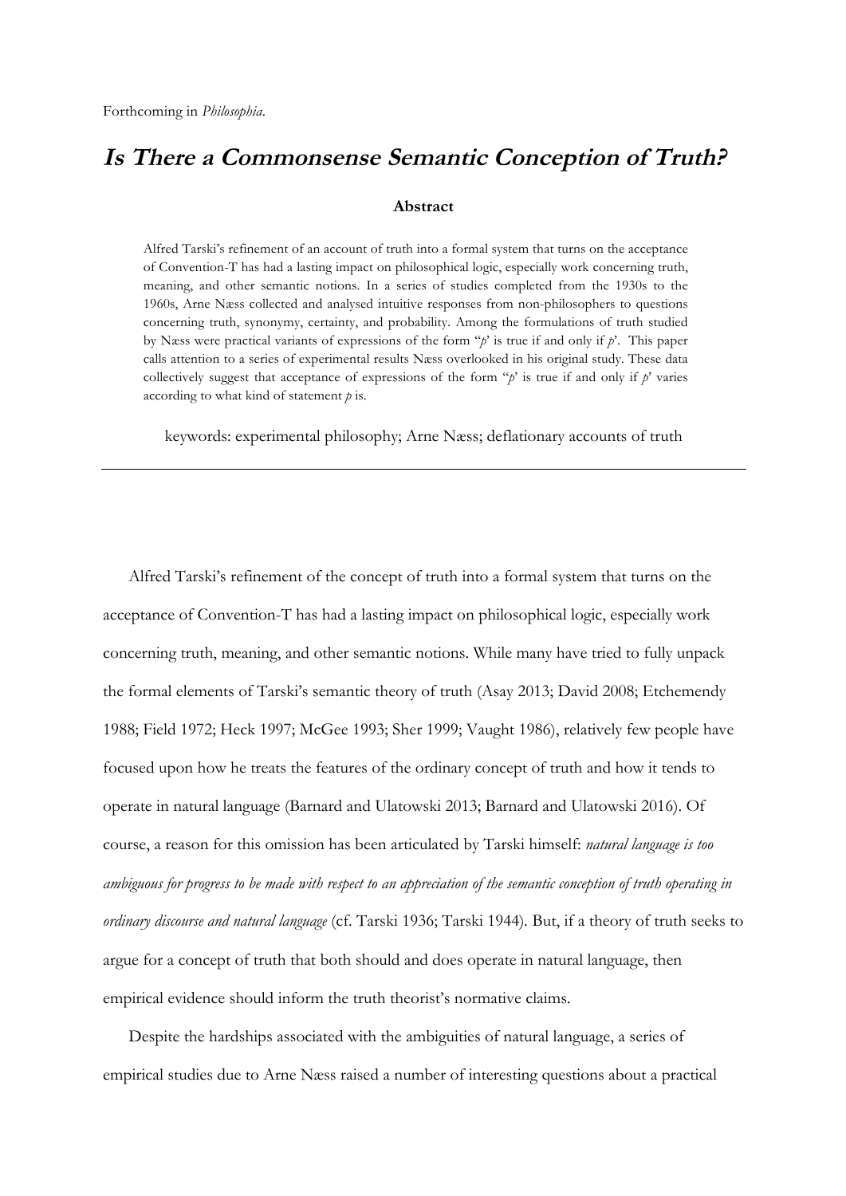Forthcoming in *Philosophia*.

# *Is There a Commonsense Semantic Conception of Truth?*

**Abstract**

Alfred Tarski's refinement of an account of truth into a formal system that turns on the acceptance of Convention-T has had a lasting impact on philosophical logic, especially work concerning truth, meaning, and other semantic notions. In a series of studies completed from the 1930s to the 1960s, Arne Næss collected and analysed intuitive responses from non-philosophers to questions concerning truth, synonymy, certainty, and probability. Among the formulations of truth studied by Næss were practical variants of expressions of the form "*p*' is true if and only if *p*'. This paper calls attention to a series of experimental results Næss overlooked in his original study. These data collectively suggest that acceptance of expressions of the form "*p*' is true if and only if *p*' varies according to what kind of statement *p* is.

keywords: experimental philosophy; Arne Næss; deflationary accounts of truth

---

Alfred Tarski's refinement of the concept of truth into a formal system that turns on the acceptance of Convention-T has had a lasting impact on philosophical logic, especially work concerning truth, meaning, and other semantic notions. While many have tried to fully unpack the formal elements of Tarski's semantic theory of truth (Asay 2013; David 2008; Etchemendy 1988; Field 1972; Heck 1997; McGee 1993; Sher 1999; Vaught 1986), relatively few people have focused upon how he treats the features of the ordinary concept of truth and how it tends to operate in natural language (Barnard and Ulatowski 2013; Barnard and Ulatowski 2016). Of course, a reason for this omission has been articulated by Tarski himself: *natural language is too ambiguous for progress to be made with respect to an appreciation of the semantic conception of truth operating in ordinary discourse and natural language* (cf. Tarski 1936; Tarski 1944). But, if a theory of truth seeks to argue for a concept of truth that both should and does operate in natural language, then empirical evidence should inform the truth theorist's normative claims.

Despite the hardships associated with the ambiguities of natural language, a series of empirical studies due to Arne Næss raised a number of interesting questions about a practical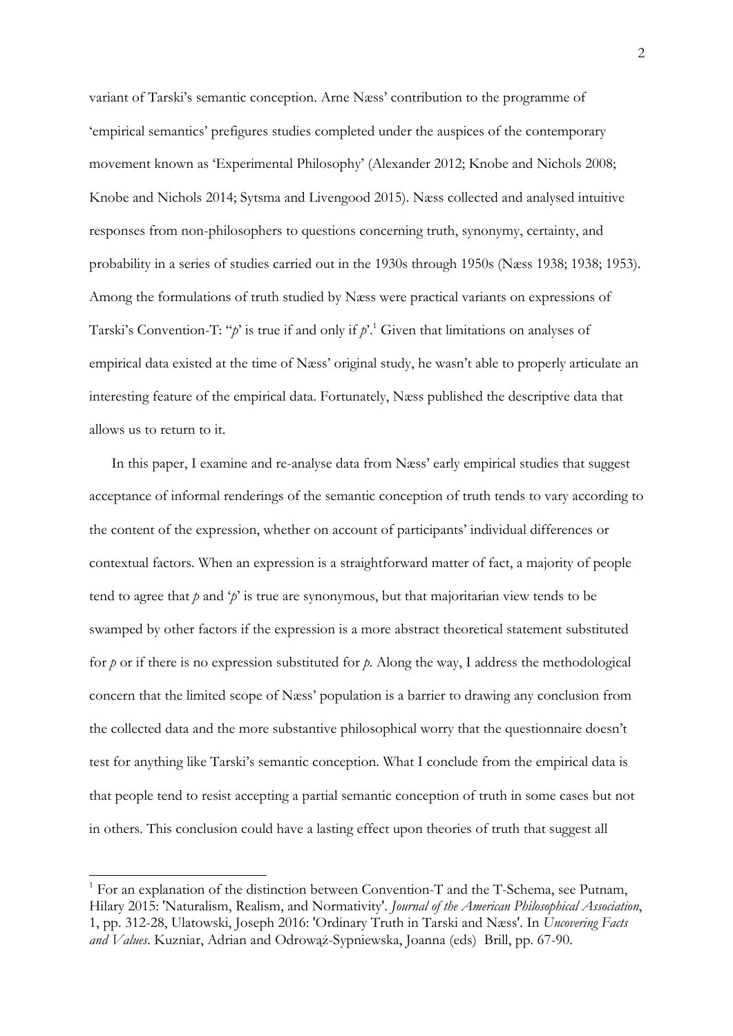variant of Tarski's semantic conception. Arne Næss' contribution to the programme of 'empirical semantics' prefigures studies completed under the auspices of the contemporary movement known as 'Experimental Philosophy' (Alexander 2012; Knobe and Nichols 2008; Knobe and Nichols 2014; Sytsma and Livengood 2015). Næss collected and analysed intuitive responses from non-philosophers to questions concerning truth, synonymy, certainty, and probability in a series of studies carried out in the 1930s through 1950s (Næss 1938; 1938; 1953). Among the formulations of truth studied by Næss were practical variants on expressions of Tarski's Convention-T: "*p*' is true if and only if *p*'.[1] Given that limitations on analyses of empirical data existed at the time of Næss' original study, he wasn't able to properly articulate an interesting feature of the empirical data. Fortunately, Næss published the descriptive data that allows us to return to it.

In this paper, I examine and re-analyse data from Næss' early empirical studies that suggest acceptance of informal renderings of the semantic conception of truth tends to vary according to the content of the expression, whether on account of participants' individual differences or contextual factors. When an expression is a straightforward matter of fact, a majority of people tend to agree that *p* and '*p*' is true are synonymous, but that majoritarian view tends to be swamped by other factors if the expression is a more abstract theoretical statement substituted for *p* or if there is no expression substituted for *p*. Along the way, I address the methodological concern that the limited scope of Næss' population is a barrier to drawing any conclusion from the collected data and the more substantive philosophical worry that the questionnaire doesn't test for anything like Tarski's semantic conception. What I conclude from the empirical data is that people tend to resist accepting a partial semantic conception of truth in some cases but not in others. This conclusion could have a lasting effect upon theories of truth that suggest all

[1] For an explanation of the distinction between Convention-T and the T-Schema, see Putnam, Hilary 2015: 'Naturalism, Realism, and Normativity'. *Journal of the American Philosophical Association*, 1, pp. 312-28, Ulatowski, Joseph 2016: 'Ordinary Truth in Tarski and Næss'. In *Uncovering Facts and Values*. Kuzniar, Adrian and Odrowąż-Sypniewska, Joanna (eds) Brill, pp. 67-90.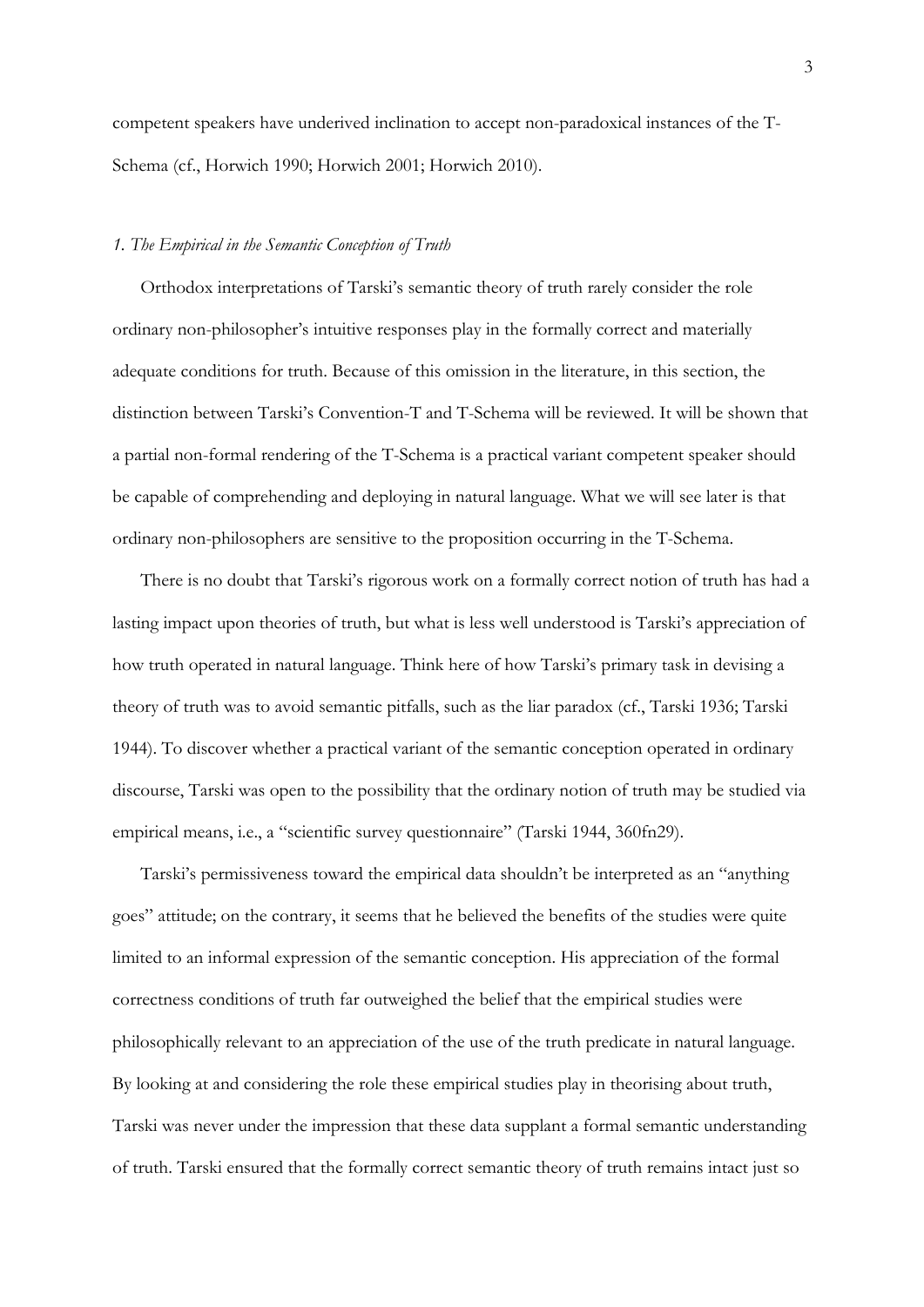competent speakers have underived inclination to accept non-paradoxical instances of the T-Schema (cf., Horwich 1990; Horwich 2001; Horwich 2010).

### *1. The Empirical in the Semantic Conception of Truth*

Orthodox interpretations of Tarski's semantic theory of truth rarely consider the role ordinary non-philosopher's intuitive responses play in the formally correct and materially adequate conditions for truth. Because of this omission in the literature, in this section, the distinction between Tarski's Convention-T and T-Schema will be reviewed. It will be shown that a partial non-formal rendering of the T-Schema is a practical variant competent speaker should be capable of comprehending and deploying in natural language. What we will see later is that ordinary non-philosophers are sensitive to the proposition occurring in the T-Schema.

There is no doubt that Tarski's rigorous work on a formally correct notion of truth has had a lasting impact upon theories of truth, but what is less well understood is Tarski's appreciation of how truth operated in natural language. Think here of how Tarski's primary task in devising a theory of truth was to avoid semantic pitfalls, such as the liar paradox (cf., Tarski 1936; Tarski 1944). To discover whether a practical variant of the semantic conception operated in ordinary discourse, Tarski was open to the possibility that the ordinary notion of truth may be studied via empirical means, i.e., a "scientific survey questionnaire" (Tarski 1944, 360fn29).

Tarski's permissiveness toward the empirical data shouldn't be interpreted as an "anything goes" attitude; on the contrary, it seems that he believed the benefits of the studies were quite limited to an informal expression of the semantic conception. His appreciation of the formal correctness conditions of truth far outweighed the belief that the empirical studies were philosophically relevant to an appreciation of the use of the truth predicate in natural language. By looking at and considering the role these empirical studies play in theorising about truth, Tarski was never under the impression that these data supplant a formal semantic understanding of truth. Tarski ensured that the formally correct semantic theory of truth remains intact just so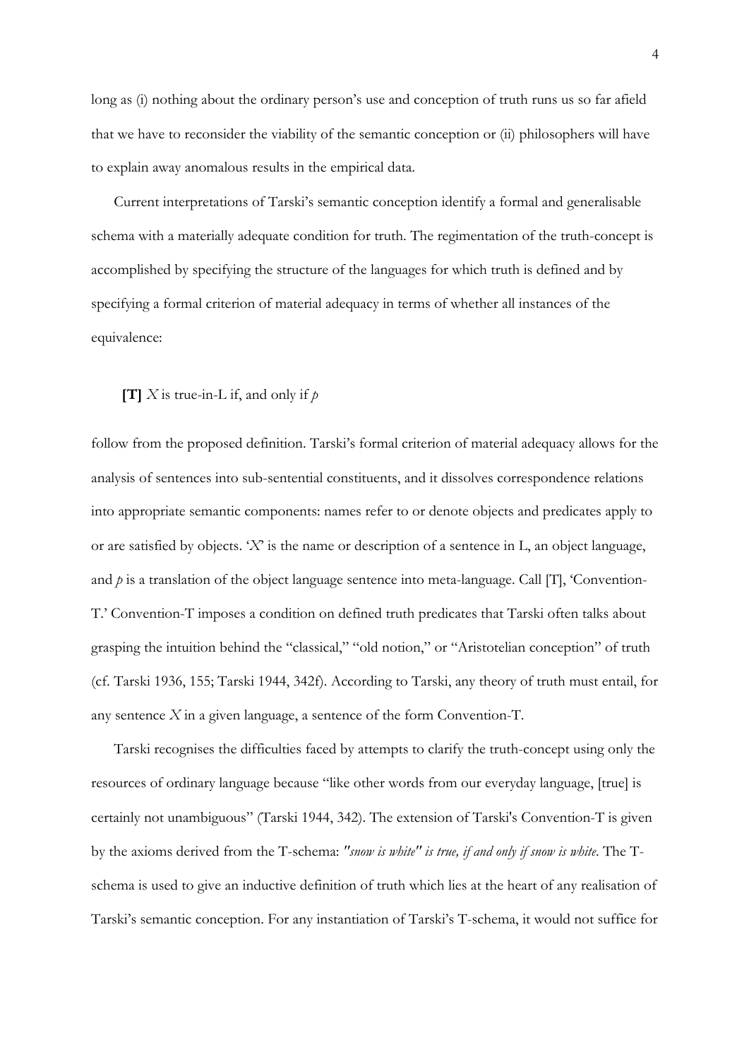long as (i) nothing about the ordinary person's use and conception of truth runs us so far afield that we have to reconsider the viability of the semantic conception or (ii) philosophers will have to explain away anomalous results in the empirical data.

Current interpretations of Tarski's semantic conception identify a formal and generalisable schema with a materially adequate condition for truth. The regimentation of the truth-concept is accomplished by specifying the structure of the languages for which truth is defined and by specifying a formal criterion of material adequacy in terms of whether all instances of the equivalence:

**[T]** $X$ is true-in-L if, and only if $p$

follow from the proposed definition. Tarski's formal criterion of material adequacy allows for the analysis of sentences into sub-sentential constituents, and it dissolves correspondence relations into appropriate semantic components: names refer to or denote objects and predicates apply to or are satisfied by objects. '$X$' is the name or description of a sentence in L, an object language, and $p$ is a translation of the object language sentence into meta-language. Call [T], 'Convention-T.' Convention-T imposes a condition on defined truth predicates that Tarski often talks about grasping the intuition behind the "classical," "old notion," or "Aristotelian conception" of truth (cf. Tarski 1936, 155; Tarski 1944, 342f). According to Tarski, any theory of truth must entail, for any sentence $X$ in a given language, a sentence of the form Convention-T.

Tarski recognises the difficulties faced by attempts to clarify the truth-concept using only the resources of ordinary language because "like other words from our everyday language, [true] is certainly not unambiguous" (Tarski 1944, 342). The extension of Tarski's Convention-T is given by the axioms derived from the T-schema: *"snow is white" is true, if and only if snow is white*. The T-schema is used to give an inductive definition of truth which lies at the heart of any realisation of Tarski's semantic conception. For any instantiation of Tarski's T-schema, it would not suffice for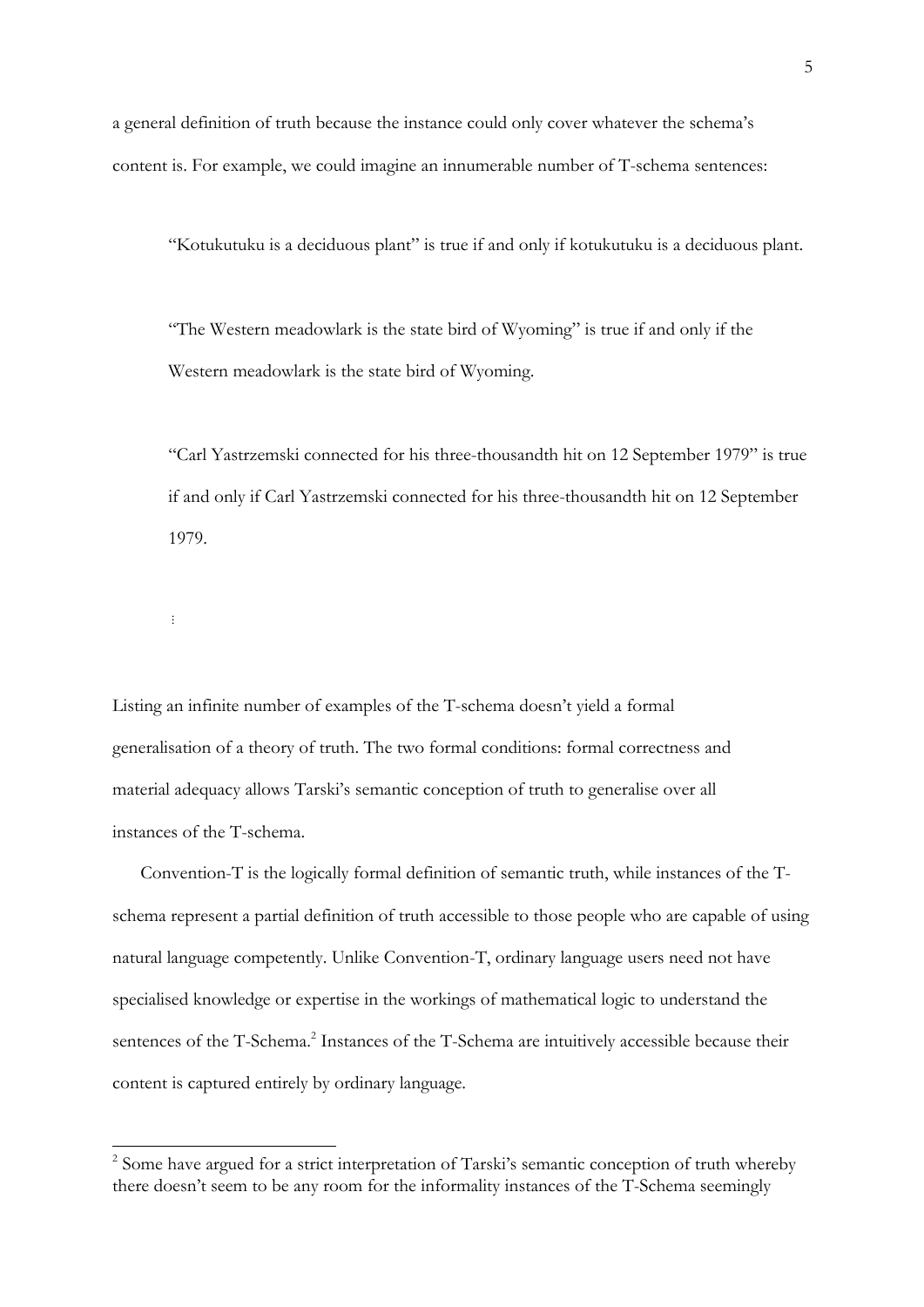a general definition of truth because the instance could only cover whatever the schema's content is. For example, we could imagine an innumerable number of T-schema sentences:

> "Kotukutuku is a deciduous plant" is true if and only if kotukutuku is a deciduous plant.
>
> "The Western meadowlark is the state bird of Wyoming" is true if and only if the Western meadowlark is the state bird of Wyoming.
>
> "Carl Yastrzemski connected for his three-thousandth hit on 12 September 1979" is true if and only if Carl Yastrzemski connected for his three-thousandth hit on 12 September 1979.
>
> ⋮

Listing an infinite number of examples of the T-schema doesn't yield a formal generalisation of a theory of truth. The two formal conditions: formal correctness and material adequacy allows Tarski's semantic conception of truth to generalise over all instances of the T-schema.

Convention-T is the logically formal definition of semantic truth, while instances of the T-schema represent a partial definition of truth accessible to those people who are capable of using natural language competently. Unlike Convention-T, ordinary language users need not have specialised knowledge or expertise in the workings of mathematical logic to understand the sentences of the T-Schema.[2] Instances of the T-Schema are intuitively accessible because their content is captured entirely by ordinary language.

[2] Some have argued for a strict interpretation of Tarski's semantic conception of truth whereby there doesn't seem to be any room for the informality instances of the T-Schema seemingly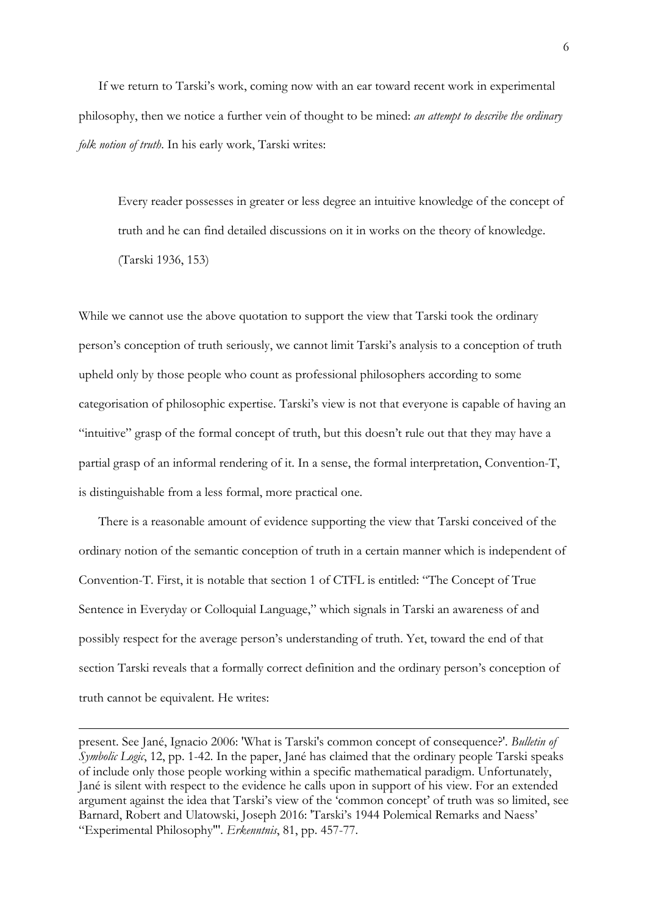If we return to Tarski's work, coming now with an ear toward recent work in experimental philosophy, then we notice a further vein of thought to be mined: *an attempt to describe the ordinary folk notion of truth*. In his early work, Tarski writes:

> Every reader possesses in greater or less degree an intuitive knowledge of the concept of truth and he can find detailed discussions on it in works on the theory of knowledge. (Tarski 1936, 153)

While we cannot use the above quotation to support the view that Tarski took the ordinary person's conception of truth seriously, we cannot limit Tarski's analysis to a conception of truth upheld only by those people who count as professional philosophers according to some categorisation of philosophic expertise. Tarski's view is not that everyone is capable of having an "intuitive" grasp of the formal concept of truth, but this doesn't rule out that they may have a partial grasp of an informal rendering of it. In a sense, the formal interpretation, Convention-T, is distinguishable from a less formal, more practical one.

There is a reasonable amount of evidence supporting the view that Tarski conceived of the ordinary notion of the semantic conception of truth in a certain manner which is independent of Convention-T. First, it is notable that section 1 of CTFL is entitled: "The Concept of True Sentence in Everyday or Colloquial Language," which signals in Tarski an awareness of and possibly respect for the average person's understanding of truth. Yet, toward the end of that section Tarski reveals that a formally correct definition and the ordinary person's conception of truth cannot be equivalent. He writes:

---

present. See Jané, Ignacio 2006: 'What is Tarski's common concept of consequence?'. *Bulletin of Symbolic Logic*, 12, pp. 1-42. In the paper, Jané has claimed that the ordinary people Tarski speaks of include only those people working within a specific mathematical paradigm. Unfortunately, Jané is silent with respect to the evidence he calls upon in support of his view. For an extended argument against the idea that Tarski's view of the 'common concept' of truth was so limited, see Barnard, Robert and Ulatowski, Joseph 2016: 'Tarski's 1944 Polemical Remarks and Naess' "Experimental Philosophy"'. *Erkenntnis*, 81, pp. 457-77.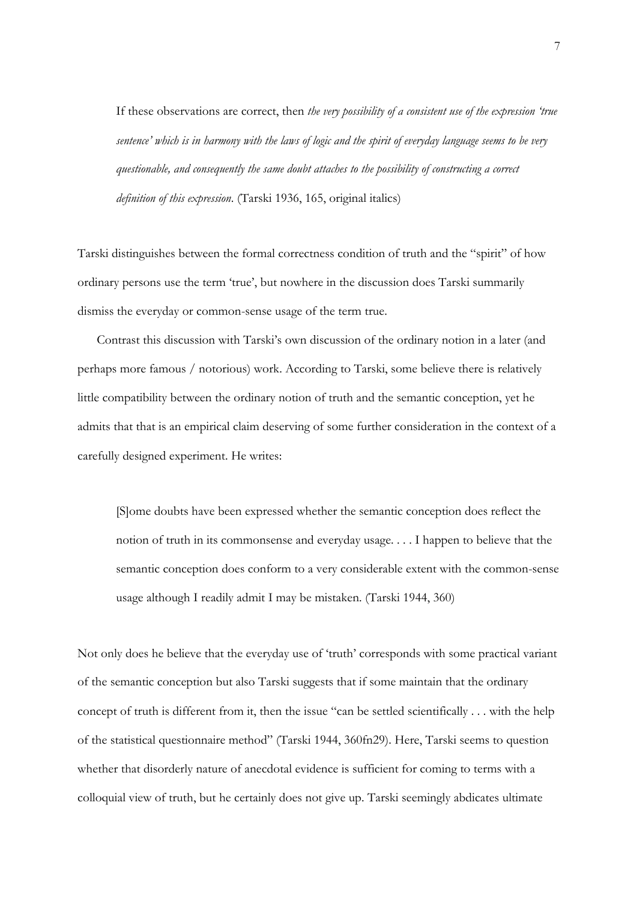> If these observations are correct, then *the very possibility of a consistent use of the expression 'true sentence' which is in harmony with the laws of logic and the spirit of everyday language seems to be very questionable, and consequently the same doubt attaches to the possibility of constructing a correct definition of this expression*. (Tarski 1936, 165, original italics)

Tarski distinguishes between the formal correctness condition of truth and the "spirit" of how ordinary persons use the term 'true', but nowhere in the discussion does Tarski summarily dismiss the everyday or common-sense usage of the term true.

Contrast this discussion with Tarski's own discussion of the ordinary notion in a later (and perhaps more famous / notorious) work. According to Tarski, some believe there is relatively little compatibility between the ordinary notion of truth and the semantic conception, yet he admits that that is an empirical claim deserving of some further consideration in the context of a carefully designed experiment. He writes:

> [S]ome doubts have been expressed whether the semantic conception does reflect the notion of truth in its commonsense and everyday usage. . . . I happen to believe that the semantic conception does conform to a very considerable extent with the common-sense usage although I readily admit I may be mistaken. (Tarski 1944, 360)

Not only does he believe that the everyday use of 'truth' corresponds with some practical variant of the semantic conception but also Tarski suggests that if some maintain that the ordinary concept of truth is different from it, then the issue "can be settled scientifically . . . with the help of the statistical questionnaire method" (Tarski 1944, 360fn29). Here, Tarski seems to question whether that disorderly nature of anecdotal evidence is sufficient for coming to terms with a colloquial view of truth, but he certainly does not give up. Tarski seemingly abdicates ultimate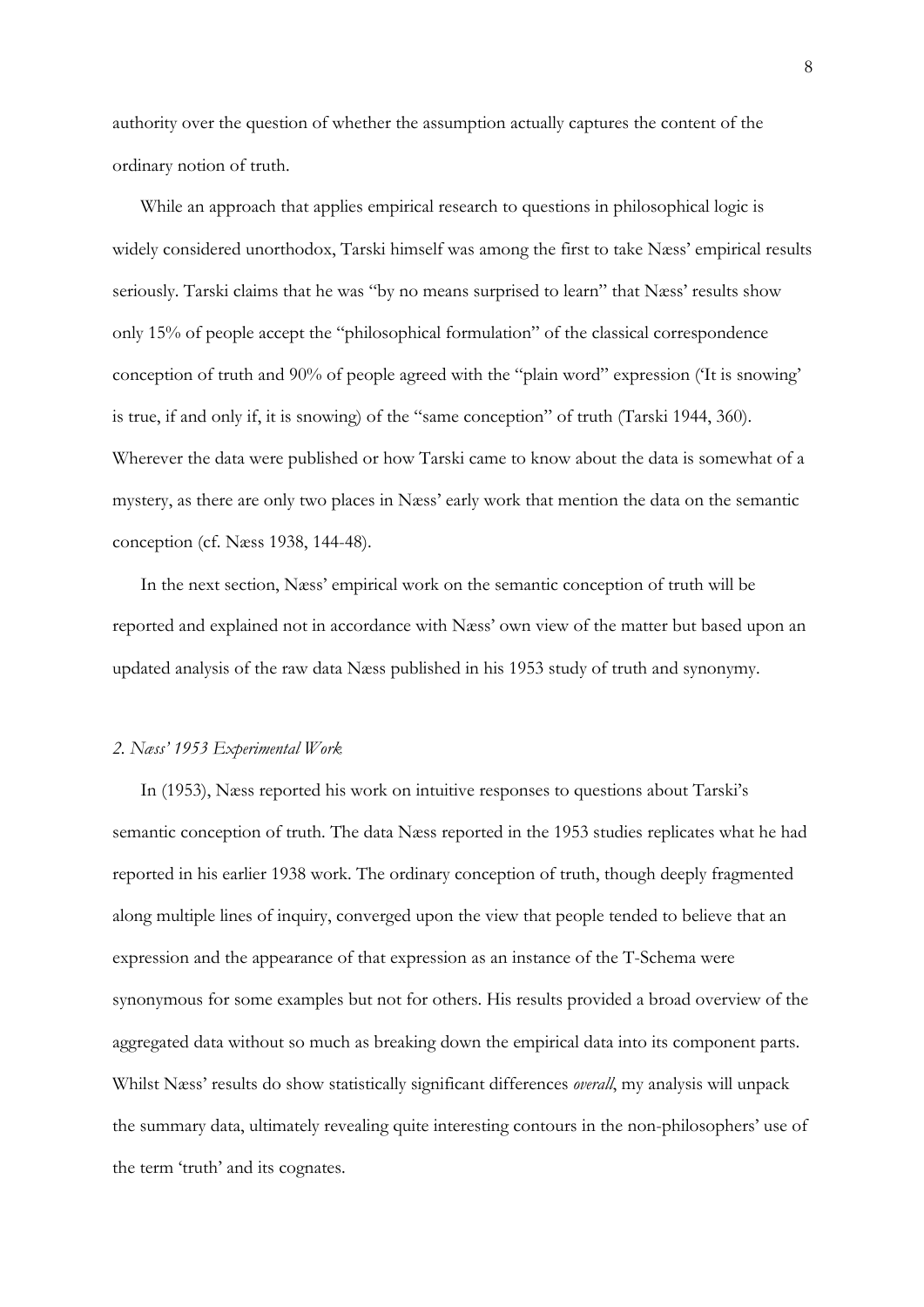authority over the question of whether the assumption actually captures the content of the ordinary notion of truth.

While an approach that applies empirical research to questions in philosophical logic is widely considered unorthodox, Tarski himself was among the first to take Næss' empirical results seriously. Tarski claims that he was "by no means surprised to learn" that Næss' results show only 15% of people accept the "philosophical formulation" of the classical correspondence conception of truth and 90% of people agreed with the "plain word" expression ('It is snowing' is true, if and only if, it is snowing) of the "same conception" of truth (Tarski 1944, 360). Wherever the data were published or how Tarski came to know about the data is somewhat of a mystery, as there are only two places in Næss' early work that mention the data on the semantic conception (cf. Næss 1938, 144-48).

In the next section, Næss' empirical work on the semantic conception of truth will be reported and explained not in accordance with Næss' own view of the matter but based upon an updated analysis of the raw data Næss published in his 1953 study of truth and synonymy.

*2. Næss' 1953 Experimental Work*

In (1953), Næss reported his work on intuitive responses to questions about Tarski's semantic conception of truth. The data Næss reported in the 1953 studies replicates what he had reported in his earlier 1938 work. The ordinary conception of truth, though deeply fragmented along multiple lines of inquiry, converged upon the view that people tended to believe that an expression and the appearance of that expression as an instance of the T-Schema were synonymous for some examples but not for others. His results provided a broad overview of the aggregated data without so much as breaking down the empirical data into its component parts. Whilst Næss' results do show statistically significant differences *overall*, my analysis will unpack the summary data, ultimately revealing quite interesting contours in the non-philosophers' use of the term 'truth' and its cognates.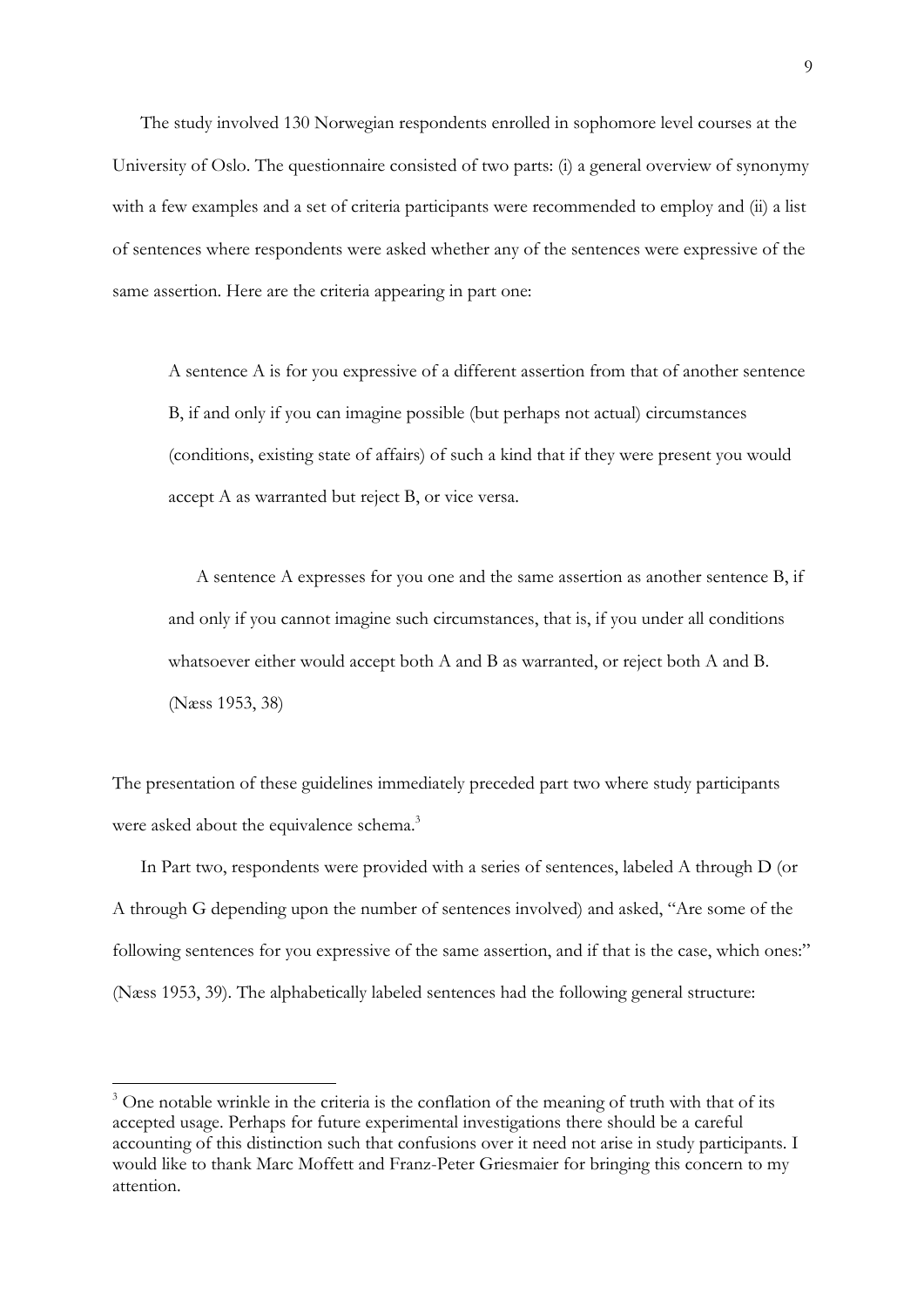The study involved 130 Norwegian respondents enrolled in sophomore level courses at the University of Oslo. The questionnaire consisted of two parts: (i) a general overview of synonymy with a few examples and a set of criteria participants were recommended to employ and (ii) a list of sentences where respondents were asked whether any of the sentences were expressive of the same assertion. Here are the criteria appearing in part one:

> A sentence A is for you expressive of a different assertion from that of another sentence B, if and only if you can imagine possible (but perhaps not actual) circumstances (conditions, existing state of affairs) of such a kind that if they were present you would accept A as warranted but reject B, or vice versa.
>
> A sentence A expresses for you one and the same assertion as another sentence B, if and only if you cannot imagine such circumstances, that is, if you under all conditions whatsoever either would accept both A and B as warranted, or reject both A and B. (Næss 1953, 38)

The presentation of these guidelines immediately preceded part two where study participants were asked about the equivalence schema.[3]

In Part two, respondents were provided with a series of sentences, labeled A through D (or A through G depending upon the number of sentences involved) and asked, "Are some of the following sentences for you expressive of the same assertion, and if that is the case, which ones:" (Næss 1953, 39). The alphabetically labeled sentences had the following general structure:

[3] One notable wrinkle in the criteria is the conflation of the meaning of truth with that of its accepted usage. Perhaps for future experimental investigations there should be a careful accounting of this distinction such that confusions over it need not arise in study participants. I would like to thank Marc Moffett and Franz-Peter Griesmaier for bringing this concern to my attention.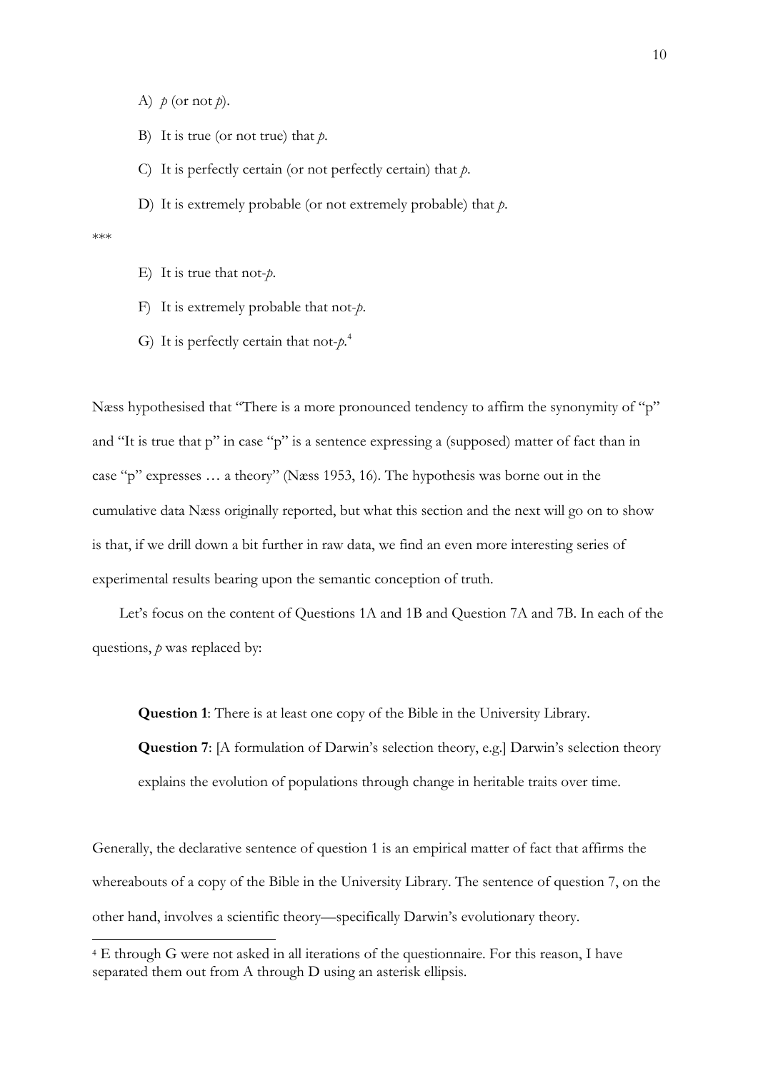A) *p* (or not *p*).

B) It is true (or not true) that *p*.

C) It is perfectly certain (or not perfectly certain) that *p*.

D) It is extremely probable (or not extremely probable) that *p*.

***

E) It is true that not-*p*.

F) It is extremely probable that not-*p*.

G) It is perfectly certain that not-*p*.[4]

Næss hypothesised that "There is a more pronounced tendency to affirm the synonymity of "p" and "It is true that p" in case "p" is a sentence expressing a (supposed) matter of fact than in case "p" expresses … a theory" (Næss 1953, 16). The hypothesis was borne out in the cumulative data Næss originally reported, but what this section and the next will go on to show is that, if we drill down a bit further in raw data, we find an even more interesting series of experimental results bearing upon the semantic conception of truth.

Let's focus on the content of Questions 1A and 1B and Question 7A and 7B. In each of the questions, *p* was replaced by:

> **Question 1**: There is at least one copy of the Bible in the University Library.
>
> **Question 7**: [A formulation of Darwin's selection theory, e.g.] Darwin's selection theory explains the evolution of populations through change in heritable traits over time.

Generally, the declarative sentence of question 1 is an empirical matter of fact that affirms the whereabouts of a copy of the Bible in the University Library. The sentence of question 7, on the other hand, involves a scientific theory—specifically Darwin's evolutionary theory.

---

[4] E through G were not asked in all iterations of the questionnaire. For this reason, I have separated them out from A through D using an asterisk ellipsis.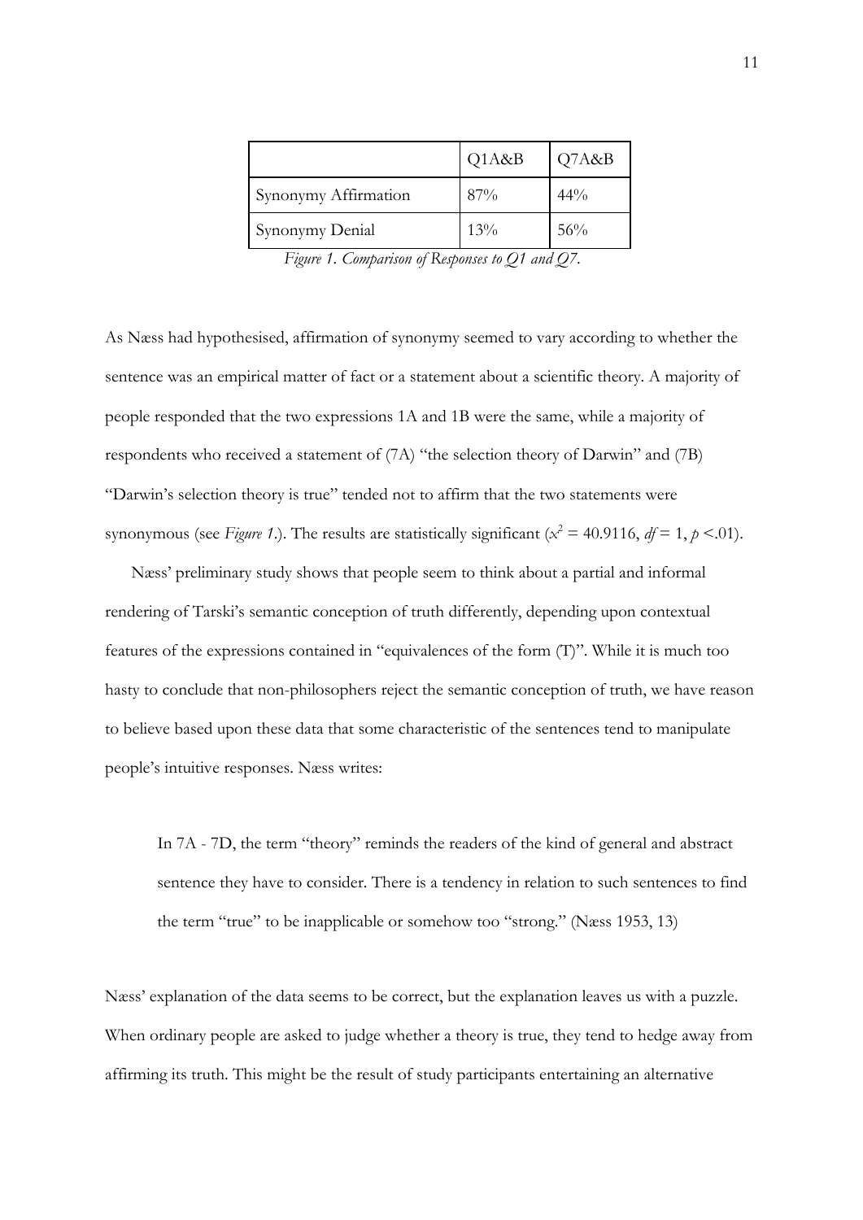|  | Q1A&B | Q7A&B |
| --- | --- | --- |
| Synonymy Affirmation | 87% | 44% |
| Synonymy Denial | 13% | 56% |

*Figure 1. Comparison of Responses to Q1 and Q7.*

As Næss had hypothesised, affirmation of synonymy seemed to vary according to whether the sentence was an empirical matter of fact or a statement about a scientific theory. A majority of people responded that the two expressions 1A and 1B were the same, while a majority of respondents who received a statement of (7A) "the selection theory of Darwin" and (7B) "Darwin's selection theory is true" tended not to affirm that the two statements were synonymous (see *Figure 1*.). The results are statistically significant ($x^2 = 40.9116$, $df = 1$, $p < .01$).

Næss' preliminary study shows that people seem to think about a partial and informal rendering of Tarski's semantic conception of truth differently, depending upon contextual features of the expressions contained in "equivalences of the form (T)". While it is much too hasty to conclude that non-philosophers reject the semantic conception of truth, we have reason to believe based upon these data that some characteristic of the sentences tend to manipulate people's intuitive responses. Næss writes:

> In 7A - 7D, the term "theory" reminds the readers of the kind of general and abstract sentence they have to consider. There is a tendency in relation to such sentences to find the term "true" to be inapplicable or somehow too "strong." (Næss 1953, 13)

Næss' explanation of the data seems to be correct, but the explanation leaves us with a puzzle. When ordinary people are asked to judge whether a theory is true, they tend to hedge away from affirming its truth. This might be the result of study participants entertaining an alternative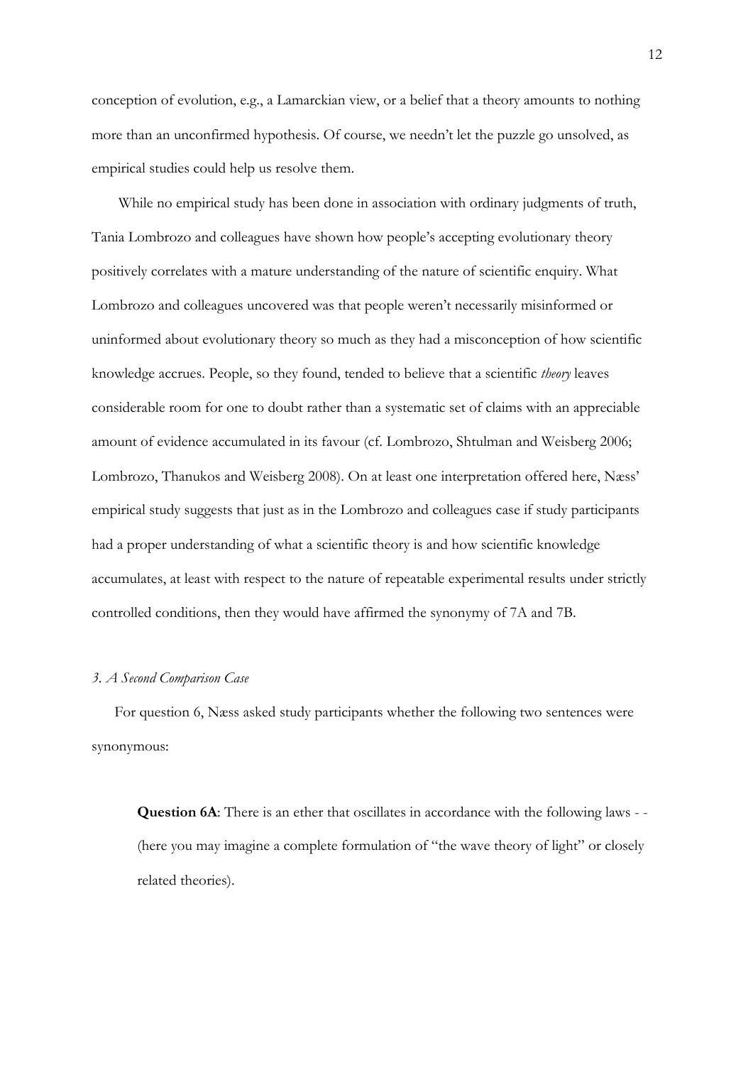conception of evolution, e.g., a Lamarckian view, or a belief that a theory amounts to nothing more than an unconfirmed hypothesis. Of course, we needn't let the puzzle go unsolved, as empirical studies could help us resolve them.

While no empirical study has been done in association with ordinary judgments of truth, Tania Lombrozo and colleagues have shown how people's accepting evolutionary theory positively correlates with a mature understanding of the nature of scientific enquiry. What Lombrozo and colleagues uncovered was that people weren't necessarily misinformed or uninformed about evolutionary theory so much as they had a misconception of how scientific knowledge accrues. People, so they found, tended to believe that a scientific *theory* leaves considerable room for one to doubt rather than a systematic set of claims with an appreciable amount of evidence accumulated in its favour (cf. Lombrozo, Shtulman and Weisberg 2006; Lombrozo, Thanukos and Weisberg 2008). On at least one interpretation offered here, Næss' empirical study suggests that just as in the Lombrozo and colleagues case if study participants had a proper understanding of what a scientific theory is and how scientific knowledge accumulates, at least with respect to the nature of repeatable experimental results under strictly controlled conditions, then they would have affirmed the synonymy of 7A and 7B.

### *3. A Second Comparison Case*

For question 6, Næss asked study participants whether the following two sentences were synonymous:

> **Question 6A**: There is an ether that oscillates in accordance with the following laws - - (here you may imagine a complete formulation of "the wave theory of light" or closely related theories).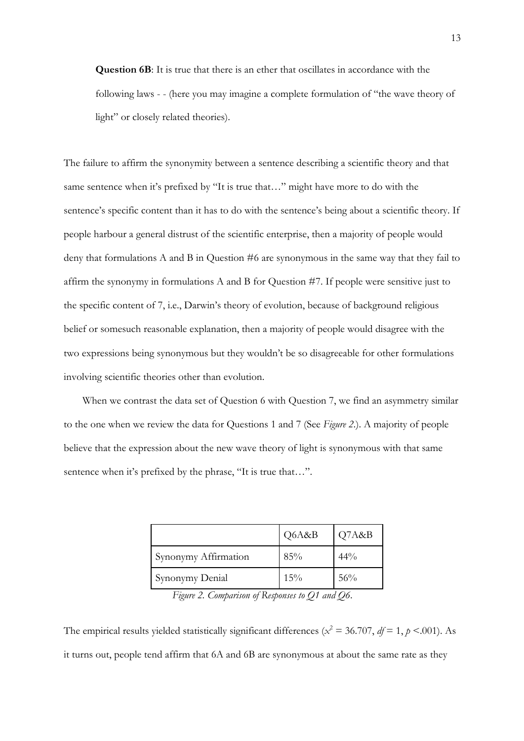**Question 6B**: It is true that there is an ether that oscillates in accordance with the following laws - - (here you may imagine a complete formulation of "the wave theory of light" or closely related theories).

The failure to affirm the synonymity between a sentence describing a scientific theory and that same sentence when it's prefixed by "It is true that…" might have more to do with the sentence's specific content than it has to do with the sentence's being about a scientific theory. If people harbour a general distrust of the scientific enterprise, then a majority of people would deny that formulations A and B in Question #6 are synonymous in the same way that they fail to affirm the synonymy in formulations A and B for Question #7. If people were sensitive just to the specific content of 7, i.e., Darwin's theory of evolution, because of background religious belief or somesuch reasonable explanation, then a majority of people would disagree with the two expressions being synonymous but they wouldn't be so disagreeable for other formulations involving scientific theories other than evolution.

When we contrast the data set of Question 6 with Question 7, we find an asymmetry similar to the one when we review the data for Questions 1 and 7 (See *Figure 2*.). A majority of people believe that the expression about the new wave theory of light is synonymous with that same sentence when it's prefixed by the phrase, "It is true that…".

| | Q6A&B | Q7A&B |
|---|---|---|
| Synonymy Affirmation | 85% | 44% |
| Synonymy Denial | 15% | 56% |

*Figure 2. Comparison of Responses to Q1 and Q6.*

The empirical results yielded statistically significant differences ($x^2 = 36.707$, $df = 1$, $p < .001$). As it turns out, people tend affirm that 6A and 6B are synonymous at about the same rate as they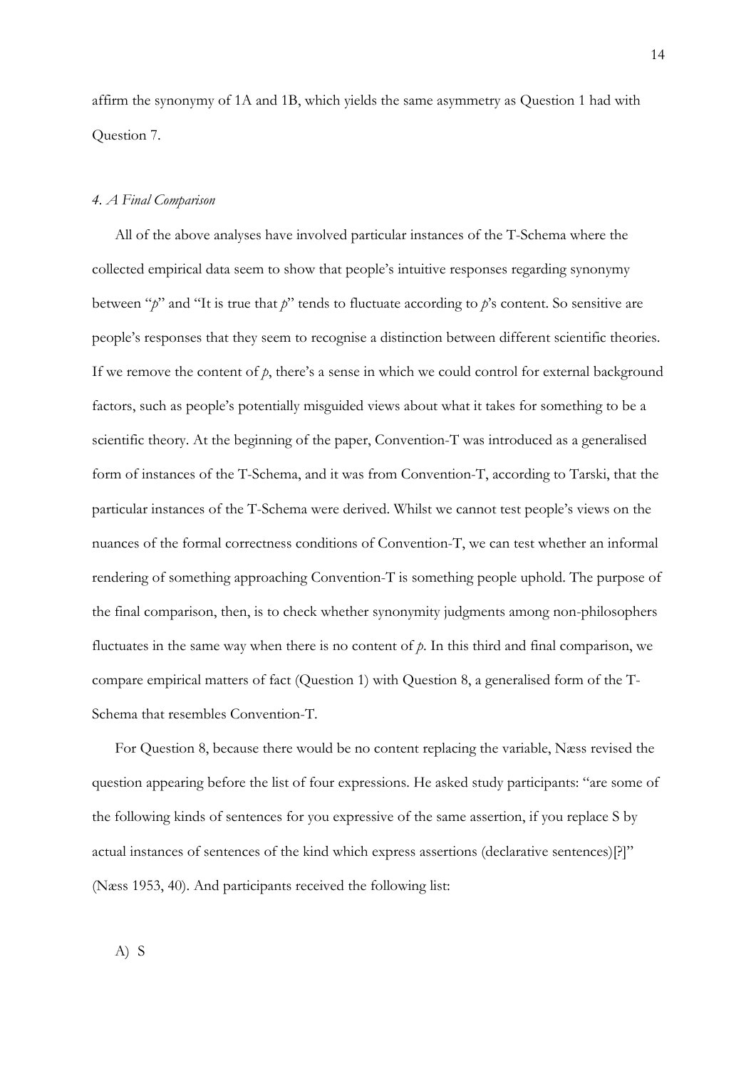affirm the synonymy of 1A and 1B, which yields the same asymmetry as Question 1 had with Question 7.

### *4. A Final Comparison*

All of the above analyses have involved particular instances of the T-Schema where the collected empirical data seem to show that people's intuitive responses regarding synonymy between "*p*" and "It is true that *p*" tends to fluctuate according to *p*'s content. So sensitive are people's responses that they seem to recognise a distinction between different scientific theories. If we remove the content of *p*, there's a sense in which we could control for external background factors, such as people's potentially misguided views about what it takes for something to be a scientific theory. At the beginning of the paper, Convention-T was introduced as a generalised form of instances of the T-Schema, and it was from Convention-T, according to Tarski, that the particular instances of the T-Schema were derived. Whilst we cannot test people's views on the nuances of the formal correctness conditions of Convention-T, we can test whether an informal rendering of something approaching Convention-T is something people uphold. The purpose of the final comparison, then, is to check whether synonymity judgments among non-philosophers fluctuates in the same way when there is no content of *p*. In this third and final comparison, we compare empirical matters of fact (Question 1) with Question 8, a generalised form of the T-Schema that resembles Convention-T.

For Question 8, because there would be no content replacing the variable, Næss revised the question appearing before the list of four expressions. He asked study participants: "are some of the following kinds of sentences for you expressive of the same assertion, if you replace S by actual instances of sentences of the kind which express assertions (declarative sentences)[?]" (Næss 1953, 40). And participants received the following list:

A) S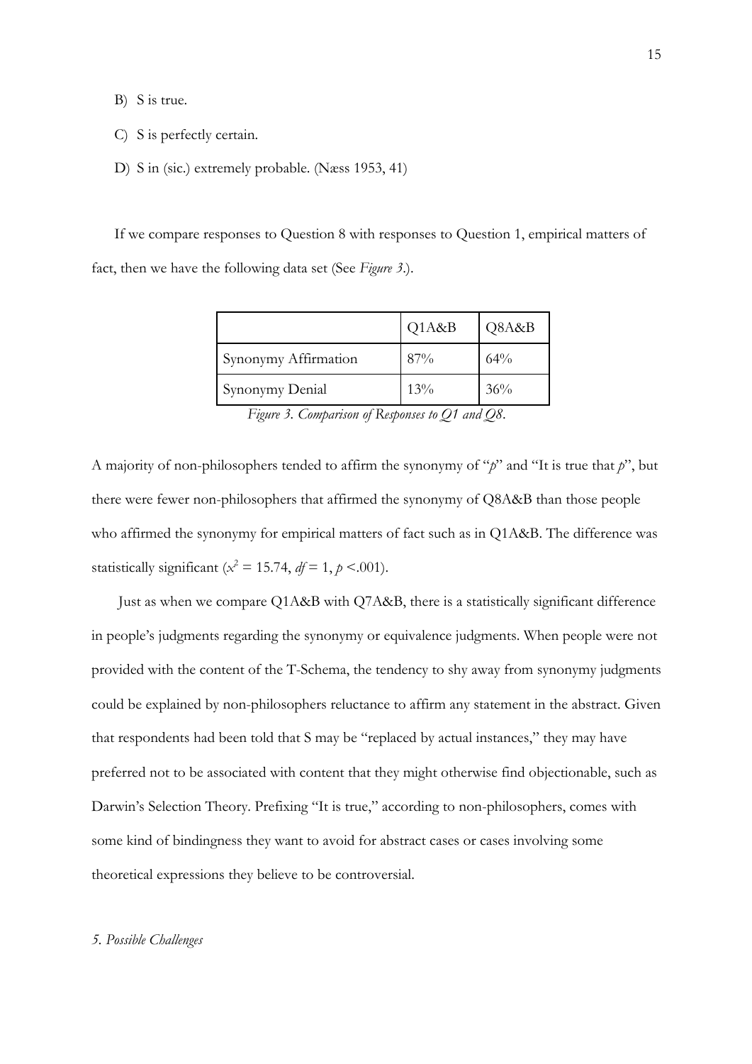B) S is true.

C) S is perfectly certain.

D) S in (sic.) extremely probable. (Næss 1953, 41)

If we compare responses to Question 8 with responses to Question 1, empirical matters of fact, then we have the following data set (See *Figure 3*.).

| | Q1A&B | Q8A&B |
|---|---|---|
| Synonymy Affirmation | 87% | 64% |
| Synonymy Denial | 13% | 36% |

*Figure 3. Comparison of Responses to Q1 and Q8.*

A majority of non-philosophers tended to affirm the synonymy of "*p*" and "It is true that *p*", but there were fewer non-philosophers that affirmed the synonymy of Q8A&B than those people who affirmed the synonymy for empirical matters of fact such as in Q1A&B. The difference was statistically significant ($x^2 = 15.74$, $df = 1$, $p < .001$).

Just as when we compare Q1A&B with Q7A&B, there is a statistically significant difference in people's judgments regarding the synonymy or equivalence judgments. When people were not provided with the content of the T-Schema, the tendency to shy away from synonymy judgments could be explained by non-philosophers reluctance to affirm any statement in the abstract. Given that respondents had been told that S may be "replaced by actual instances," they may have preferred not to be associated with content that they might otherwise find objectionable, such as Darwin's Selection Theory. Prefixing "It is true," according to non-philosophers, comes with some kind of bindingness they want to avoid for abstract cases or cases involving some theoretical expressions they believe to be controversial.

*5. Possible Challenges*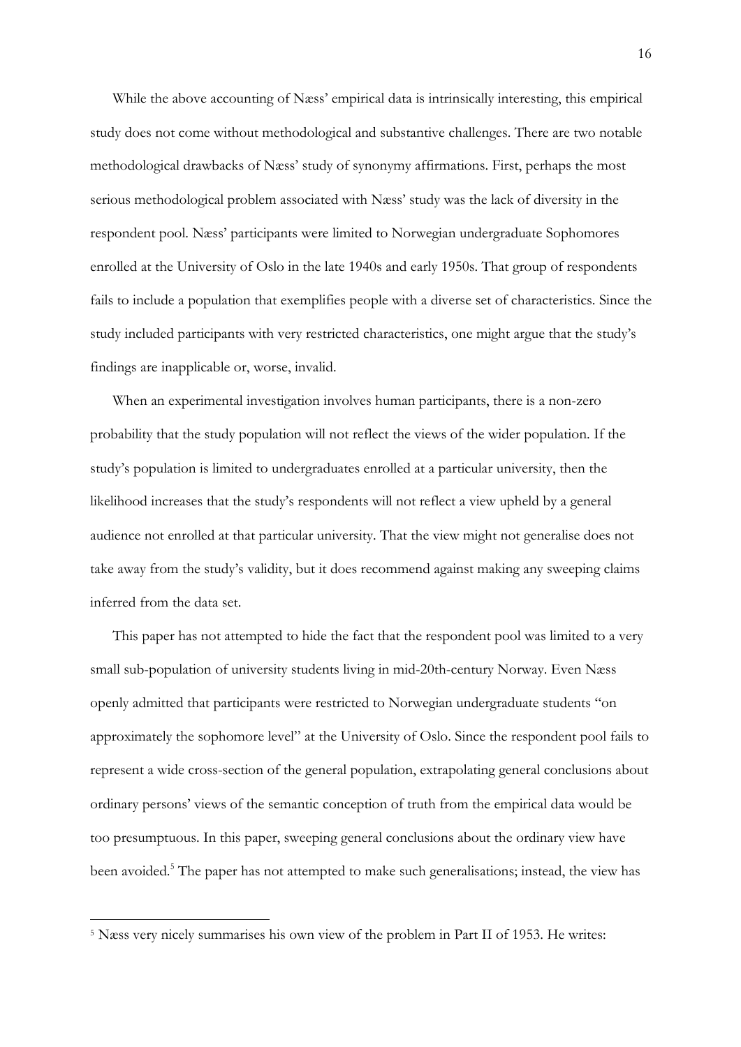While the above accounting of Næss' empirical data is intrinsically interesting, this empirical study does not come without methodological and substantive challenges. There are two notable methodological drawbacks of Næss' study of synonymy affirmations. First, perhaps the most serious methodological problem associated with Næss' study was the lack of diversity in the respondent pool. Næss' participants were limited to Norwegian undergraduate Sophomores enrolled at the University of Oslo in the late 1940s and early 1950s. That group of respondents fails to include a population that exemplifies people with a diverse set of characteristics. Since the study included participants with very restricted characteristics, one might argue that the study's findings are inapplicable or, worse, invalid.

When an experimental investigation involves human participants, there is a non-zero probability that the study population will not reflect the views of the wider population. If the study's population is limited to undergraduates enrolled at a particular university, then the likelihood increases that the study's respondents will not reflect a view upheld by a general audience not enrolled at that particular university. That the view might not generalise does not take away from the study's validity, but it does recommend against making any sweeping claims inferred from the data set.

This paper has not attempted to hide the fact that the respondent pool was limited to a very small sub-population of university students living in mid-20th-century Norway. Even Næss openly admitted that participants were restricted to Norwegian undergraduate students "on approximately the sophomore level" at the University of Oslo. Since the respondent pool fails to represent a wide cross-section of the general population, extrapolating general conclusions about ordinary persons' views of the semantic conception of truth from the empirical data would be too presumptuous. In this paper, sweeping general conclusions about the ordinary view have been avoided.[5] The paper has not attempted to make such generalisations; instead, the view has

[5] Næss very nicely summarises his own view of the problem in Part II of 1953. He writes: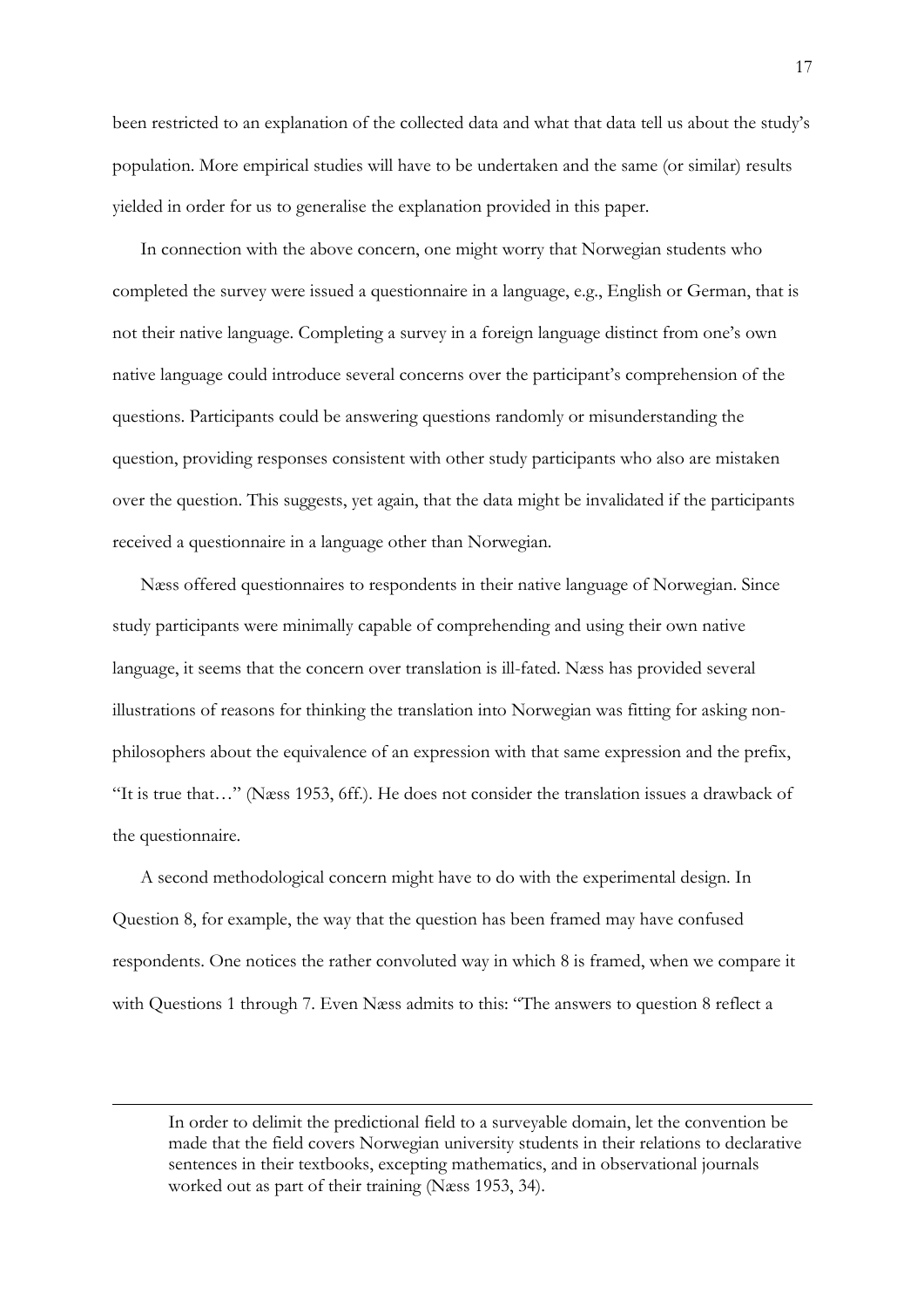been restricted to an explanation of the collected data and what that data tell us about the study's population. More empirical studies will have to be undertaken and the same (or similar) results yielded in order for us to generalise the explanation provided in this paper.

In connection with the above concern, one might worry that Norwegian students who completed the survey were issued a questionnaire in a language, e.g., English or German, that is not their native language. Completing a survey in a foreign language distinct from one's own native language could introduce several concerns over the participant's comprehension of the questions. Participants could be answering questions randomly or misunderstanding the question, providing responses consistent with other study participants who also are mistaken over the question. This suggests, yet again, that the data might be invalidated if the participants received a questionnaire in a language other than Norwegian.

Næss offered questionnaires to respondents in their native language of Norwegian. Since study participants were minimally capable of comprehending and using their own native language, it seems that the concern over translation is ill-fated. Næss has provided several illustrations of reasons for thinking the translation into Norwegian was fitting for asking non-philosophers about the equivalence of an expression with that same expression and the prefix, "It is true that…" (Næss 1953, 6ff.). He does not consider the translation issues a drawback of the questionnaire.

A second methodological concern might have to do with the experimental design. In Question 8, for example, the way that the question has been framed may have confused respondents. One notices the rather convoluted way in which 8 is framed, when we compare it with Questions 1 through 7. Even Næss admits to this: "The answers to question 8 reflect a

---

> In order to delimit the predictional field to a surveyable domain, let the convention be made that the field covers Norwegian university students in their relations to declarative sentences in their textbooks, excepting mathematics, and in observational journals worked out as part of their training (Næss 1953, 34).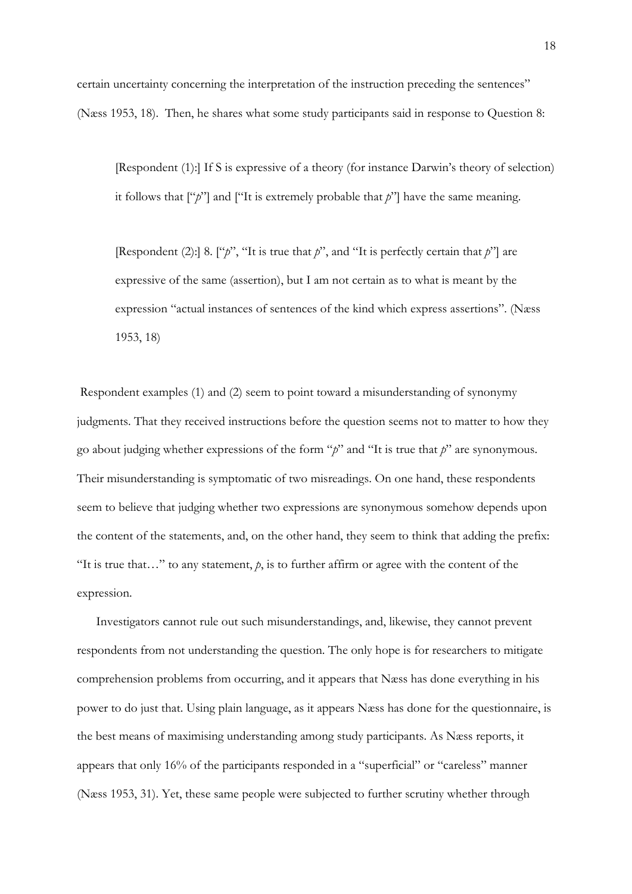certain uncertainty concerning the interpretation of the instruction preceding the sentences" (Næss 1953, 18). Then, he shares what some study participants said in response to Question 8:

> [Respondent (1):] If S is expressive of a theory (for instance Darwin's theory of selection) it follows that ["*p*"] and ["It is extremely probable that *p*"] have the same meaning.
>
> [Respondent (2):] 8. ["*p*", "It is true that *p*", and "It is perfectly certain that *p*"] are expressive of the same (assertion), but I am not certain as to what is meant by the expression "actual instances of sentences of the kind which express assertions". (Næss 1953, 18)

Respondent examples (1) and (2) seem to point toward a misunderstanding of synonymy judgments. That they received instructions before the question seems not to matter to how they go about judging whether expressions of the form "*p*" and "It is true that *p*" are synonymous. Their misunderstanding is symptomatic of two misreadings. On one hand, these respondents seem to believe that judging whether two expressions are synonymous somehow depends upon the content of the statements, and, on the other hand, they seem to think that adding the prefix: "It is true that…" to any statement, *p*, is to further affirm or agree with the content of the expression.

Investigators cannot rule out such misunderstandings, and, likewise, they cannot prevent respondents from not understanding the question. The only hope is for researchers to mitigate comprehension problems from occurring, and it appears that Næss has done everything in his power to do just that. Using plain language, as it appears Næss has done for the questionnaire, is the best means of maximising understanding among study participants. As Næss reports, it appears that only 16% of the participants responded in a "superficial" or "careless" manner (Næss 1953, 31). Yet, these same people were subjected to further scrutiny whether through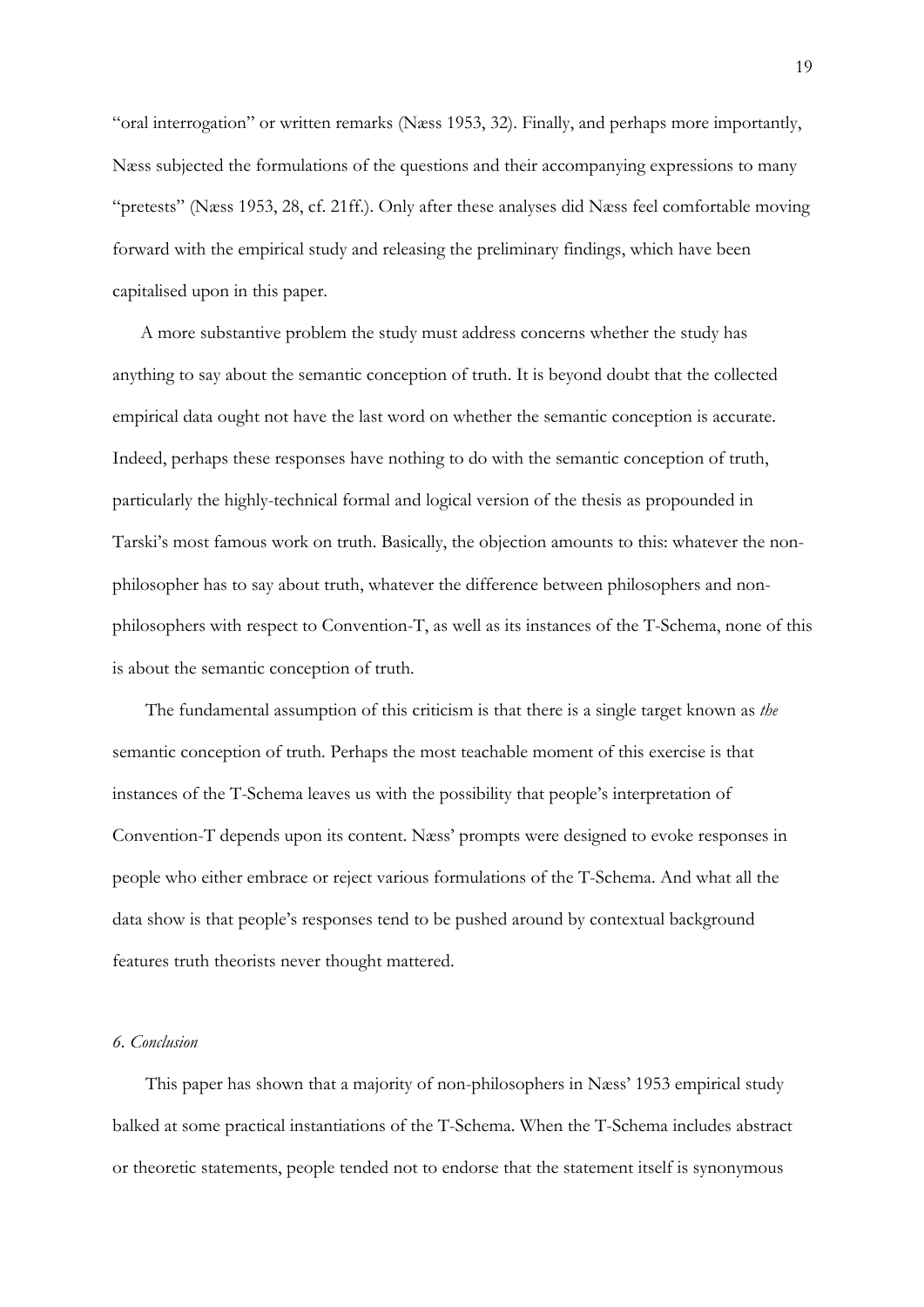"oral interrogation" or written remarks (Næss 1953, 32). Finally, and perhaps more importantly, Næss subjected the formulations of the questions and their accompanying expressions to many "pretests" (Næss 1953, 28, cf. 21ff.). Only after these analyses did Næss feel comfortable moving forward with the empirical study and releasing the preliminary findings, which have been capitalised upon in this paper.

A more substantive problem the study must address concerns whether the study has anything to say about the semantic conception of truth. It is beyond doubt that the collected empirical data ought not have the last word on whether the semantic conception is accurate. Indeed, perhaps these responses have nothing to do with the semantic conception of truth, particularly the highly-technical formal and logical version of the thesis as propounded in Tarski's most famous work on truth. Basically, the objection amounts to this: whatever the non-philosopher has to say about truth, whatever the difference between philosophers and non-philosophers with respect to Convention-T, as well as its instances of the T-Schema, none of this is about the semantic conception of truth.

The fundamental assumption of this criticism is that there is a single target known as *the* semantic conception of truth. Perhaps the most teachable moment of this exercise is that instances of the T-Schema leaves us with the possibility that people's interpretation of Convention-T depends upon its content. Næss' prompts were designed to evoke responses in people who either embrace or reject various formulations of the T-Schema. And what all the data show is that people's responses tend to be pushed around by contextual background features truth theorists never thought mattered.

### *6. Conclusion*

This paper has shown that a majority of non-philosophers in Næss' 1953 empirical study balked at some practical instantiations of the T-Schema. When the T-Schema includes abstract or theoretic statements, people tended not to endorse that the statement itself is synonymous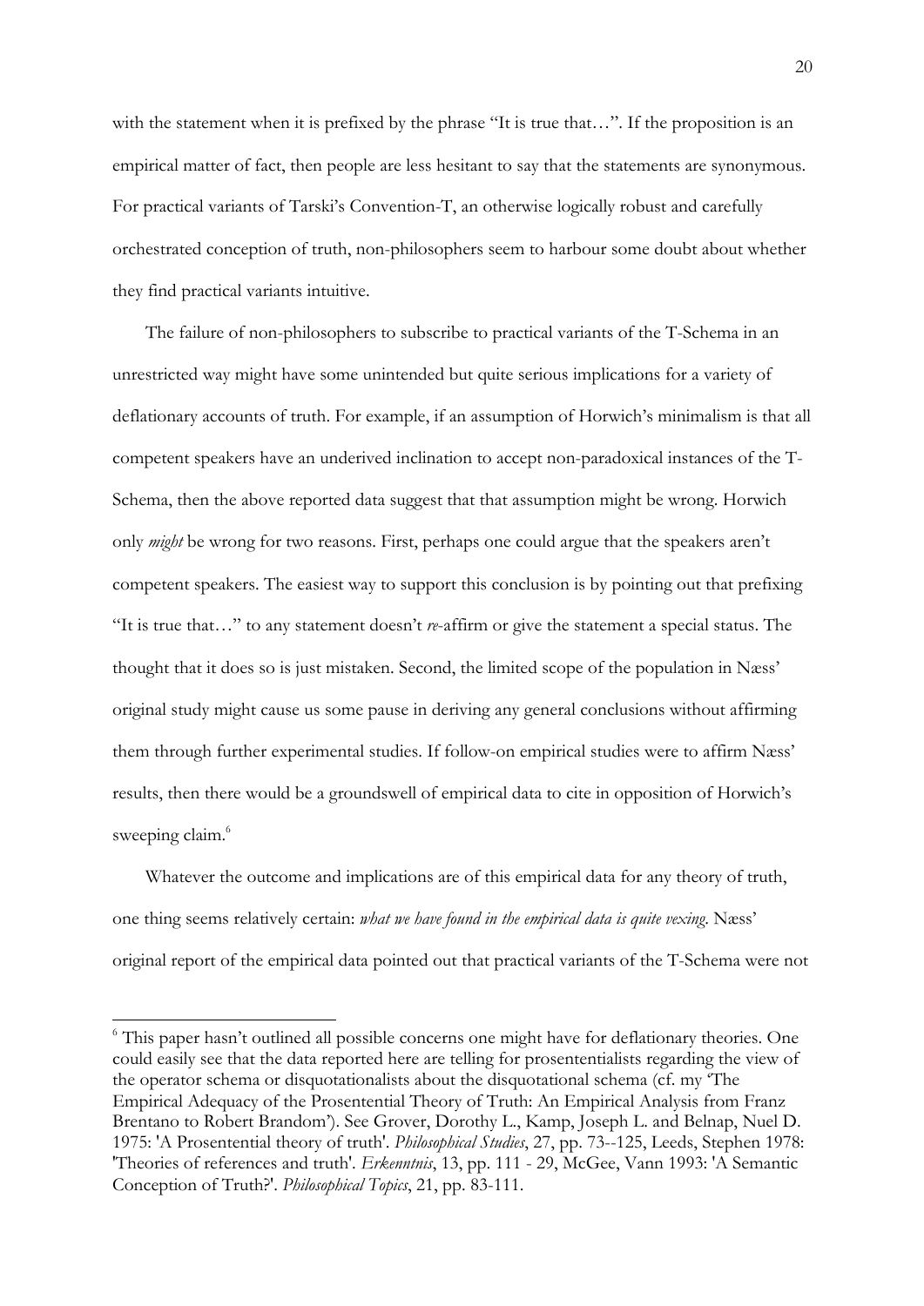with the statement when it is prefixed by the phrase "It is true that…". If the proposition is an empirical matter of fact, then people are less hesitant to say that the statements are synonymous. For practical variants of Tarski's Convention-T, an otherwise logically robust and carefully orchestrated conception of truth, non-philosophers seem to harbour some doubt about whether they find practical variants intuitive.

The failure of non-philosophers to subscribe to practical variants of the T-Schema in an unrestricted way might have some unintended but quite serious implications for a variety of deflationary accounts of truth. For example, if an assumption of Horwich's minimalism is that all competent speakers have an underived inclination to accept non-paradoxical instances of the T-Schema, then the above reported data suggest that that assumption might be wrong. Horwich only *might* be wrong for two reasons. First, perhaps one could argue that the speakers aren't competent speakers. The easiest way to support this conclusion is by pointing out that prefixing "It is true that…" to any statement doesn't *re*-affirm or give the statement a special status. The thought that it does so is just mistaken. Second, the limited scope of the population in Næss' original study might cause us some pause in deriving any general conclusions without affirming them through further experimental studies. If follow-on empirical studies were to affirm Næss' results, then there would be a groundswell of empirical data to cite in opposition of Horwich's sweeping claim.[6]

Whatever the outcome and implications are of this empirical data for any theory of truth, one thing seems relatively certain: *what we have found in the empirical data is quite vexing*. Næss' original report of the empirical data pointed out that practical variants of the T-Schema were not

---

[6] This paper hasn't outlined all possible concerns one might have for deflationary theories. One could easily see that the data reported here are telling for prosententialists regarding the view of the operator schema or disquotationalists about the disquotational schema (cf. my 'The Empirical Adequacy of the Prosentential Theory of Truth: An Empirical Analysis from Franz Brentano to Robert Brandom'). See Grover, Dorothy L., Kamp, Joseph L. and Belnap, Nuel D. 1975: 'A Prosentential theory of truth'. *Philosophical Studies*, 27, pp. 73--125, Leeds, Stephen 1978: 'Theories of references and truth'. *Erkenntnis*, 13, pp. 111 - 29, McGee, Vann 1993: 'A Semantic Conception of Truth?'. *Philosophical Topics*, 21, pp. 83-111.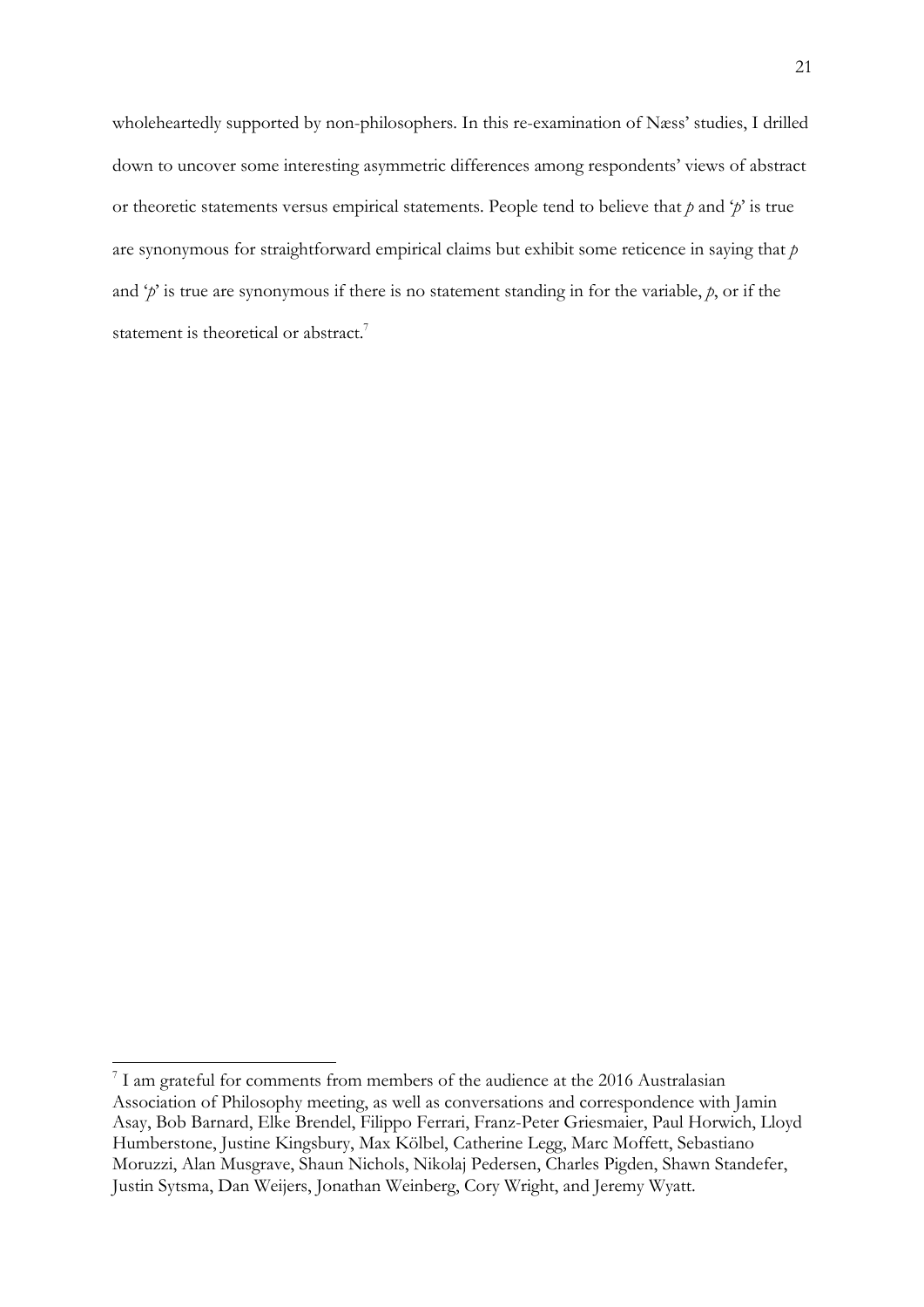wholeheartedly supported by non-philosophers. In this re-examination of Næss' studies, I drilled down to uncover some interesting asymmetric differences among respondents' views of abstract or theoretic statements versus empirical statements. People tend to believe that *p* and '*p*' is true are synonymous for straightforward empirical claims but exhibit some reticence in saying that *p* and '*p*' is true are synonymous if there is no statement standing in for the variable, *p*, or if the statement is theoretical or abstract.[7]

---

[7] I am grateful for comments from members of the audience at the 2016 Australasian Association of Philosophy meeting, as well as conversations and correspondence with Jamin Asay, Bob Barnard, Elke Brendel, Filippo Ferrari, Franz-Peter Griesmaier, Paul Horwich, Lloyd Humberstone, Justine Kingsbury, Max Kölbel, Catherine Legg, Marc Moffett, Sebastiano Moruzzi, Alan Musgrave, Shaun Nichols, Nikolaj Pedersen, Charles Pigden, Shawn Standefer, Justin Sytsma, Dan Weijers, Jonathan Weinberg, Cory Wright, and Jeremy Wyatt.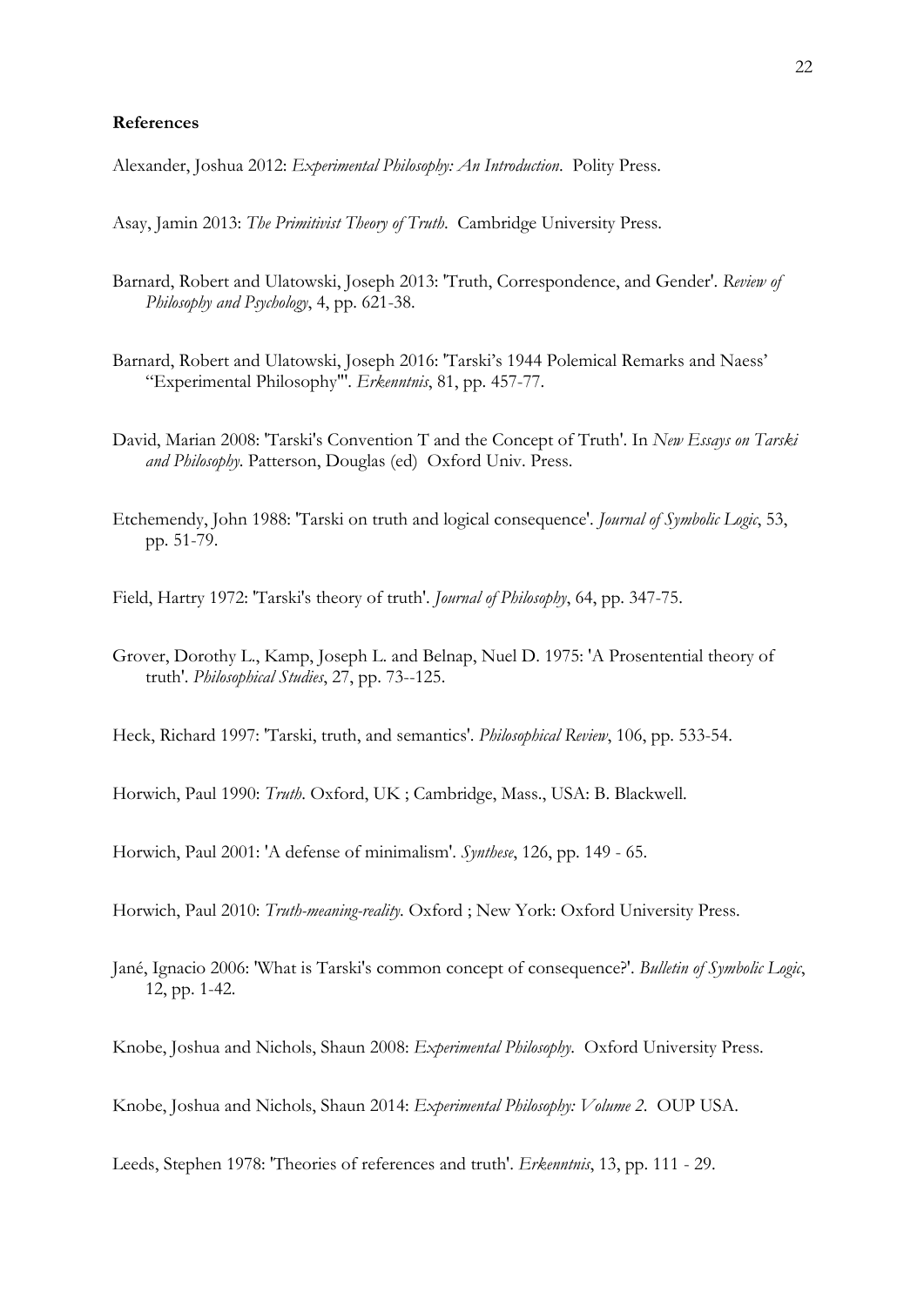**References**

Alexander, Joshua 2012: *Experimental Philosophy: An Introduction*. Polity Press.

Asay, Jamin 2013: *The Primitivist Theory of Truth*. Cambridge University Press.

Barnard, Robert and Ulatowski, Joseph 2013: 'Truth, Correspondence, and Gender'. *Review of Philosophy and Psychology*, 4, pp. 621-38.

Barnard, Robert and Ulatowski, Joseph 2016: 'Tarski's 1944 Polemical Remarks and Naess' "Experimental Philosophy"'. *Erkenntnis*, 81, pp. 457-77.

David, Marian 2008: 'Tarski's Convention T and the Concept of Truth'. In *New Essays on Tarski and Philosophy*. Patterson, Douglas (ed) Oxford Univ. Press.

Etchemendy, John 1988: 'Tarski on truth and logical consequence'. *Journal of Symbolic Logic*, 53, pp. 51-79.

Field, Hartry 1972: 'Tarski's theory of truth'. *Journal of Philosophy*, 64, pp. 347-75.

Grover, Dorothy L., Kamp, Joseph L. and Belnap, Nuel D. 1975: 'A Prosentential theory of truth'. *Philosophical Studies*, 27, pp. 73--125.

Heck, Richard 1997: 'Tarski, truth, and semantics'. *Philosophical Review*, 106, pp. 533-54.

Horwich, Paul 1990: *Truth*. Oxford, UK ; Cambridge, Mass., USA: B. Blackwell.

Horwich, Paul 2001: 'A defense of minimalism'. *Synthese*, 126, pp. 149 - 65.

Horwich, Paul 2010: *Truth-meaning-reality*. Oxford ; New York: Oxford University Press.

Jané, Ignacio 2006: 'What is Tarski's common concept of consequence?'. *Bulletin of Symbolic Logic*, 12, pp. 1-42.

Knobe, Joshua and Nichols, Shaun 2008: *Experimental Philosophy*. Oxford University Press.

Knobe, Joshua and Nichols, Shaun 2014: *Experimental Philosophy: Volume 2*. OUP USA.

Leeds, Stephen 1978: 'Theories of references and truth'. *Erkenntnis*, 13, pp. 111 - 29.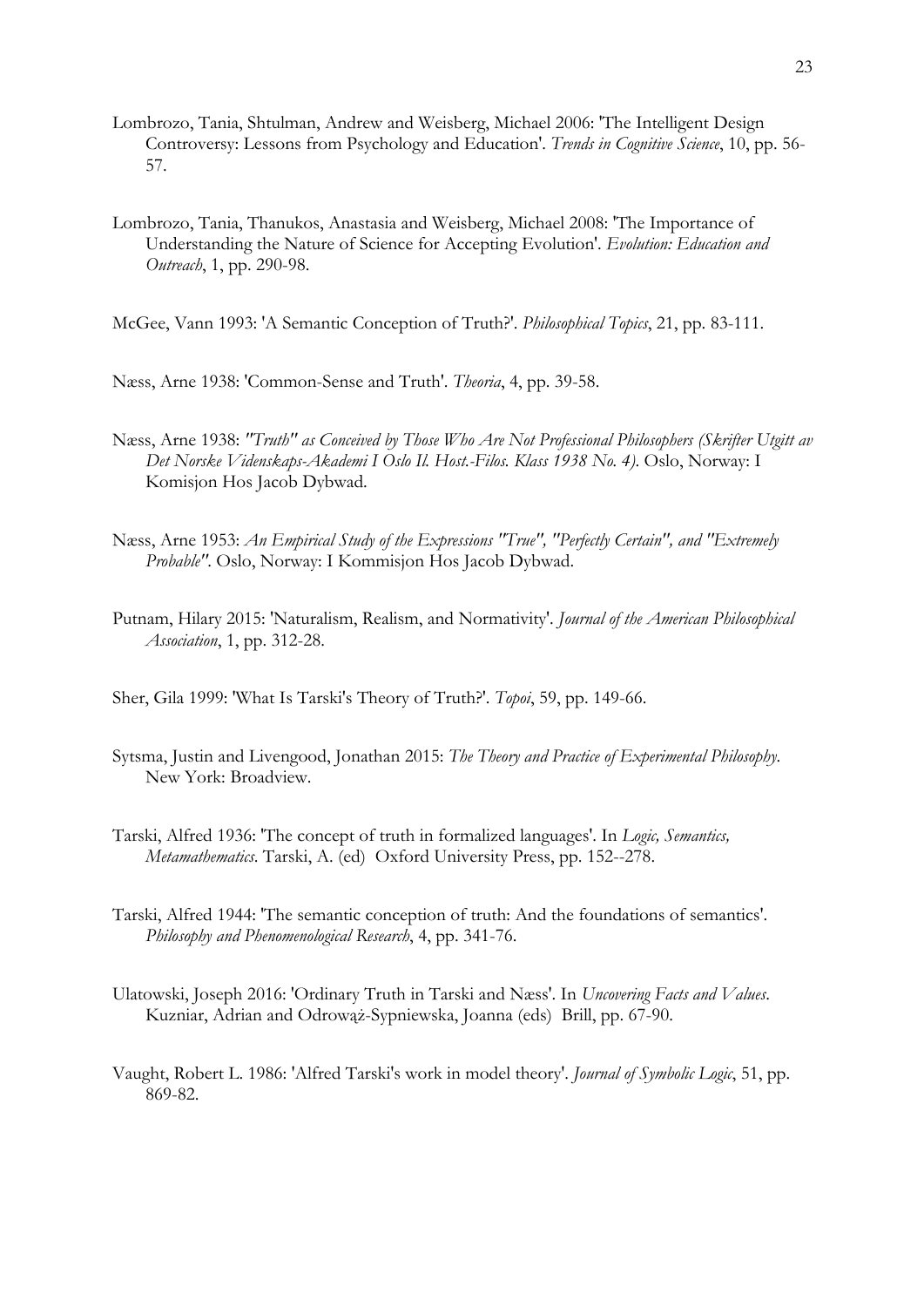Lombrozo, Tania, Shtulman, Andrew and Weisberg, Michael 2006: 'The Intelligent Design Controversy: Lessons from Psychology and Education'. *Trends in Cognitive Science*, 10, pp. 56-57.

Lombrozo, Tania, Thanukos, Anastasia and Weisberg, Michael 2008: 'The Importance of Understanding the Nature of Science for Accepting Evolution'. *Evolution: Education and Outreach*, 1, pp. 290-98.

McGee, Vann 1993: 'A Semantic Conception of Truth?'. *Philosophical Topics*, 21, pp. 83-111.

Næss, Arne 1938: 'Common-Sense and Truth'. *Theoria*, 4, pp. 39-58.

Næss, Arne 1938: *"Truth" as Conceived by Those Who Are Not Professional Philosophers (Skrifter Utgitt av Det Norske Videnskaps-Akademi I Oslo Il. Host.-Filos. Klass 1938 No. 4)*. Oslo, Norway: I Komisjon Hos Jacob Dybwad.

Næss, Arne 1953: *An Empirical Study of the Expressions "True", "Perfectly Certain", and "Extremely Probable"*. Oslo, Norway: I Kommisjon Hos Jacob Dybwad.

Putnam, Hilary 2015: 'Naturalism, Realism, and Normativity'. *Journal of the American Philosophical Association*, 1, pp. 312-28.

Sher, Gila 1999: 'What Is Tarski's Theory of Truth?'. *Topoi*, 59, pp. 149-66.

Sytsma, Justin and Livengood, Jonathan 2015: *The Theory and Practice of Experimental Philosophy*. New York: Broadview.

Tarski, Alfred 1936: 'The concept of truth in formalized languages'. In *Logic, Semantics, Metamathematics*. Tarski, A. (ed) Oxford University Press, pp. 152--278.

Tarski, Alfred 1944: 'The semantic conception of truth: And the foundations of semantics'. *Philosophy and Phenomenological Research*, 4, pp. 341-76.

Ulatowski, Joseph 2016: 'Ordinary Truth in Tarski and Næss'. In *Uncovering Facts and Values*. Kuzniar, Adrian and Odrowąż-Sypniewska, Joanna (eds) Brill, pp. 67-90.

Vaught, Robert L. 1986: 'Alfred Tarski's work in model theory'. *Journal of Symbolic Logic*, 51, pp. 869-82.